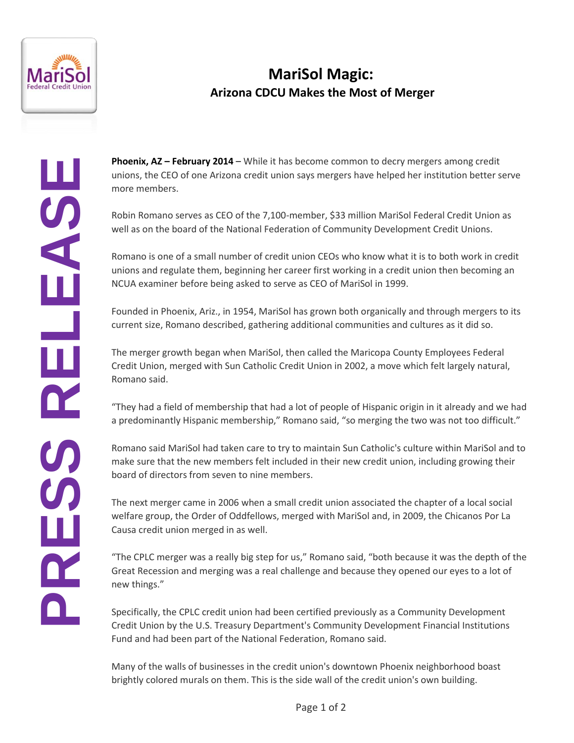# MariSol Magic:

## Arizona CDCU Makes the Most of Merger

**PRESS RELEASE**

**Phoenix, AZ – February 2014** – While it has become common to decry mergers among credit unions, the CEO of one Arizona credit union says mergers have helped her institution better serve more members.

Robin Romano serves as CEO of the 7,100-member, $33 million MariSol Federal Credit Union as well as on the board of the National Federation of Community Development Credit Unions.

Romano is one of a small number of credit union CEOs who know what it is to both work in credit unions and regulate them, beginning her career first working in a credit union then becoming an NCUA examiner before being asked to serve as CEO of MariSol in 1999.

Founded in Phoenix, Ariz., in 1954, MariSol has grown both organically and through mergers to its current size, Romano described, gathering additional communities and cultures as it did so.

The merger growth began when MariSol, then called the Maricopa County Employees Federal Credit Union, merged with Sun Catholic Credit Union in 2002, a move which felt largely natural, Romano said.

"They had a field of membership that had a lot of people of Hispanic origin in it already and we had a predominantly Hispanic membership," Romano said, "so merging the two was not too difficult."

Romano said MariSol had taken care to try to maintain Sun Catholic's culture within MariSol and to make sure that the new members felt included in their new credit union, including growing their board of directors from seven to nine members.

The next merger came in 2006 when a small credit union associated the chapter of a local social welfare group, the Order of Oddfellows, merged with MariSol and, in 2009, the Chicanos Por La Causa credit union merged in as well.

"The CPLC merger was a really big step for us," Romano said, "both because it was the depth of the Great Recession and merging was a real challenge and because they opened our eyes to a lot of new things."

Specifically, the CPLC credit union had been certified previously as a Community Development Credit Union by the U.S. Treasury Department's Community Development Financial Institutions Fund and had been part of the National Federation, Romano said.

Many of the walls of businesses in the credit union's downtown Phoenix neighborhood boast brightly colored murals on them. This is the side wall of the credit union's own building.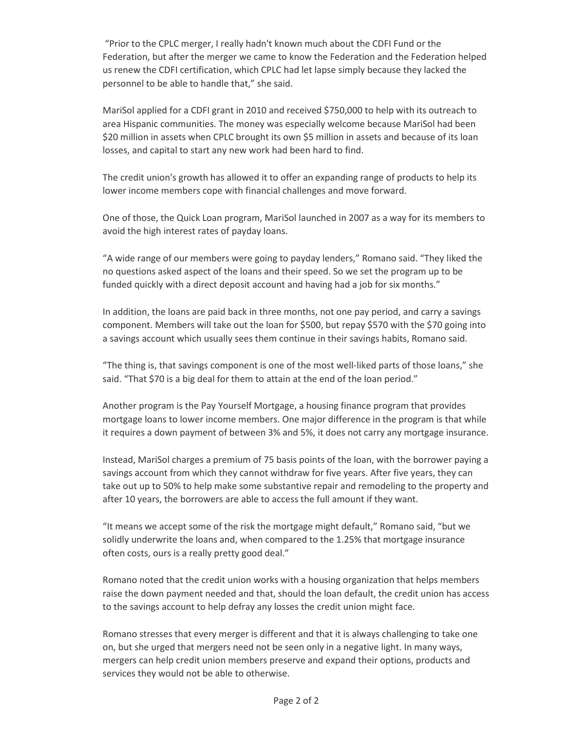"Prior to the CPLC merger, I really hadn't known much about the CDFI Fund or the Federation, but after the merger we came to know the Federation and the Federation helped us renew the CDFI certification, which CPLC had let lapse simply because they lacked the personnel to be able to handle that," she said.

MariSol applied for a CDFI grant in 2010 and received $750,000 to help with its outreach to area Hispanic communities. The money was especially welcome because MariSol had been $20 million in assets when CPLC brought its own $5 million in assets and because of its loan losses, and capital to start any new work had been hard to find.

The credit union's growth has allowed it to offer an expanding range of products to help its lower income members cope with financial challenges and move forward.

One of those, the Quick Loan program, MariSol launched in 2007 as a way for its members to avoid the high interest rates of payday loans.

"A wide range of our members were going to payday lenders," Romano said. "They liked the no questions asked aspect of the loans and their speed. So we set the program up to be funded quickly with a direct deposit account and having had a job for six months."

In addition, the loans are paid back in three months, not one pay period, and carry a savings component. Members will take out the loan for $500, but repay $570 with the $70 going into a savings account which usually sees them continue in their savings habits, Romano said.

"The thing is, that savings component is one of the most well-liked parts of those loans," she said. "That $70 is a big deal for them to attain at the end of the loan period."

Another program is the Pay Yourself Mortgage, a housing finance program that provides mortgage loans to lower income members. One major difference in the program is that while it requires a down payment of between 3% and 5%, it does not carry any mortgage insurance.

Instead, MariSol charges a premium of 75 basis points of the loan, with the borrower paying a savings account from which they cannot withdraw for five years. After five years, they can take out up to 50% to help make some substantive repair and remodeling to the property and after 10 years, the borrowers are able to access the full amount if they want.

"It means we accept some of the risk the mortgage might default," Romano said, "but we solidly underwrite the loans and, when compared to the 1.25% that mortgage insurance often costs, ours is a really pretty good deal."

Romano noted that the credit union works with a housing organization that helps members raise the down payment needed and that, should the loan default, the credit union has access to the savings account to help defray any losses the credit union might face.

Romano stresses that every merger is different and that it is always challenging to take one on, but she urged that mergers need not be seen only in a negative light. In many ways, mergers can help credit union members preserve and expand their options, products and services they would not be able to otherwise.